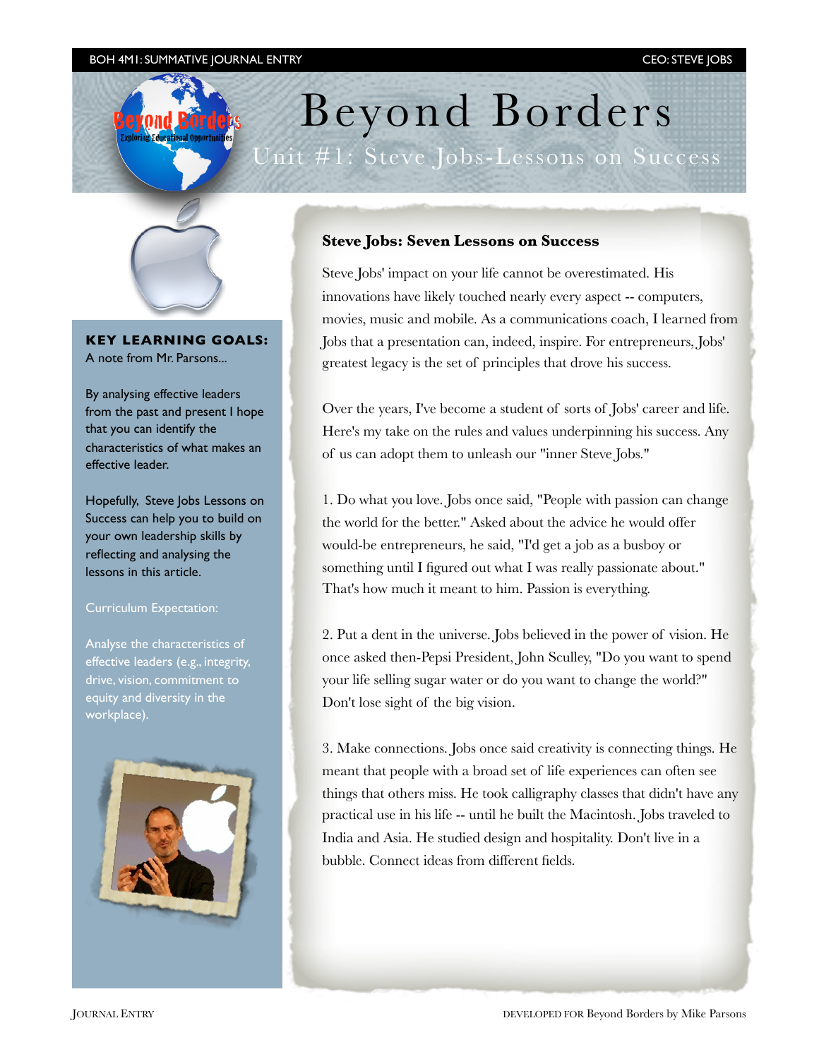# Beyond Borders

## Unit #1: Steve Jobs-Lessons on Success

**KEY LEARNING GOALS:**
A note from Mr. Parsons...

By analysing effective leaders from the past and present I hope that you can identify the characteristics of what makes an effective leader.

Hopefully, Steve Jobs Lessons on Success can help you to build on your own leadership skills by reflecting and analysing the lessons in this article.

Curriculum Expectation:

Analyse the characteristics of effective leaders (e.g., integrity, drive, vision, commitment to equity and diversity in the workplace).

### Steve Jobs: Seven Lessons on Success

Steve Jobs' impact on your life cannot be overestimated. His innovations have likely touched nearly every aspect -- computers, movies, music and mobile. As a communications coach, I learned from Jobs that a presentation can, indeed, inspire. For entrepreneurs, Jobs' greatest legacy is the set of principles that drove his success.

Over the years, I've become a student of sorts of Jobs' career and life. Here's my take on the rules and values underpinning his success. Any of us can adopt them to unleash our "inner Steve Jobs."

1. Do what you love. Jobs once said, "People with passion can change the world for the better." Asked about the advice he would offer would-be entrepreneurs, he said, "I'd get a job as a busboy or something until I figured out what I was really passionate about." That's how much it meant to him. Passion is everything.

2. Put a dent in the universe. Jobs believed in the power of vision. He once asked then-Pepsi President, John Sculley, "Do you want to spend your life selling sugar water or do you want to change the world?" Don't lose sight of the big vision.

3. Make connections. Jobs once said creativity is connecting things. He meant that people with a broad set of life experiences can often see things that others miss. He took calligraphy classes that didn't have any practical use in his life -- until he built the Macintosh. Jobs traveled to India and Asia. He studied design and hospitality. Don't live in a bubble. Connect ideas from different fields.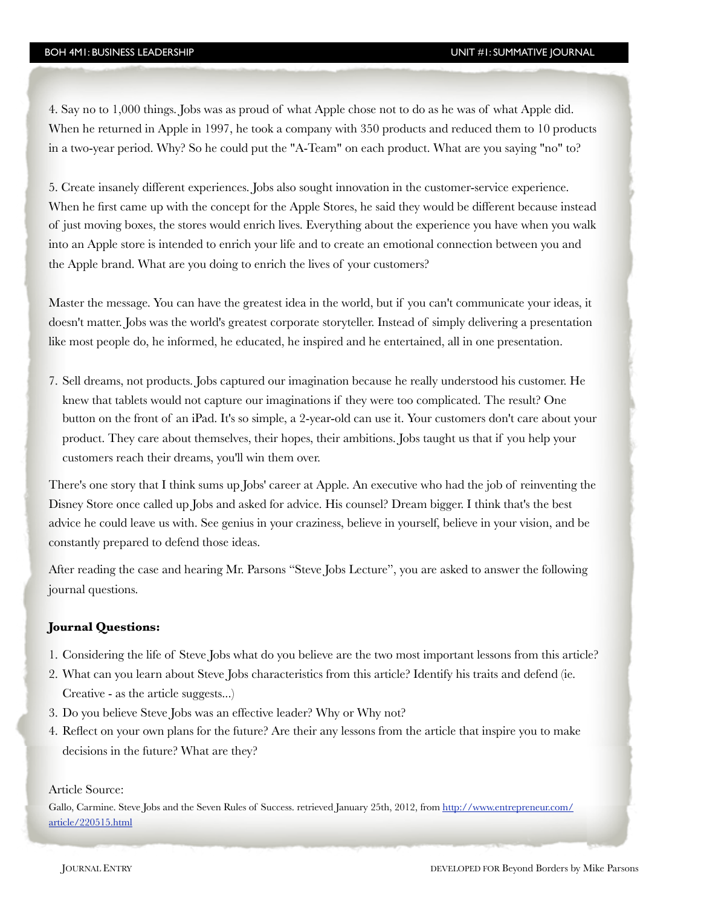4. Say no to 1,000 things. Jobs was as proud of what Apple chose not to do as he was of what Apple did. When he returned in Apple in 1997, he took a company with 350 products and reduced them to 10 products in a two-year period. Why? So he could put the "A-Team" on each product. What are you saying "no" to?

5. Create insanely different experiences. Jobs also sought innovation in the customer-service experience. When he first came up with the concept for the Apple Stores, he said they would be different because instead of just moving boxes, the stores would enrich lives. Everything about the experience you have when you walk into an Apple store is intended to enrich your life and to create an emotional connection between you and the Apple brand. What are you doing to enrich the lives of your customers?

Master the message. You can have the greatest idea in the world, but if you can't communicate your ideas, it doesn't matter. Jobs was the world's greatest corporate storyteller. Instead of simply delivering a presentation like most people do, he informed, he educated, he inspired and he entertained, all in one presentation.

7. Sell dreams, not products. Jobs captured our imagination because he really understood his customer. He knew that tablets would not capture our imaginations if they were too complicated. The result? One button on the front of an iPad. It's so simple, a 2-year-old can use it. Your customers don't care about your product. They care about themselves, their hopes, their ambitions. Jobs taught us that if you help your customers reach their dreams, you'll win them over.

There's one story that I think sums up Jobs' career at Apple. An executive who had the job of reinventing the Disney Store once called up Jobs and asked for advice. His counsel? Dream bigger. I think that's the best advice he could leave us with. See genius in your craziness, believe in yourself, believe in your vision, and be constantly prepared to defend those ideas.

After reading the case and hearing Mr. Parsons "Steve Jobs Lecture", you are asked to answer the following journal questions.

**Journal Questions:**

1. Considering the life of Steve Jobs what do you believe are the two most important lessons from this article?
2. What can you learn about Steve Jobs characteristics from this article? Identify his traits and defend (ie. Creative - as the article suggests...)
3. Do you believe Steve Jobs was an effective leader? Why or Why not?
4. Reflect on your own plans for the future? Are their any lessons from the article that inspire you to make decisions in the future? What are they?

Article Source:

Gallo, Carmine. Steve Jobs and the Seven Rules of Success. retrieved January 25th, 2012, from [http://www.entrepreneur.com/article/220515.html](http://www.entrepreneur.com/article/220515.html)